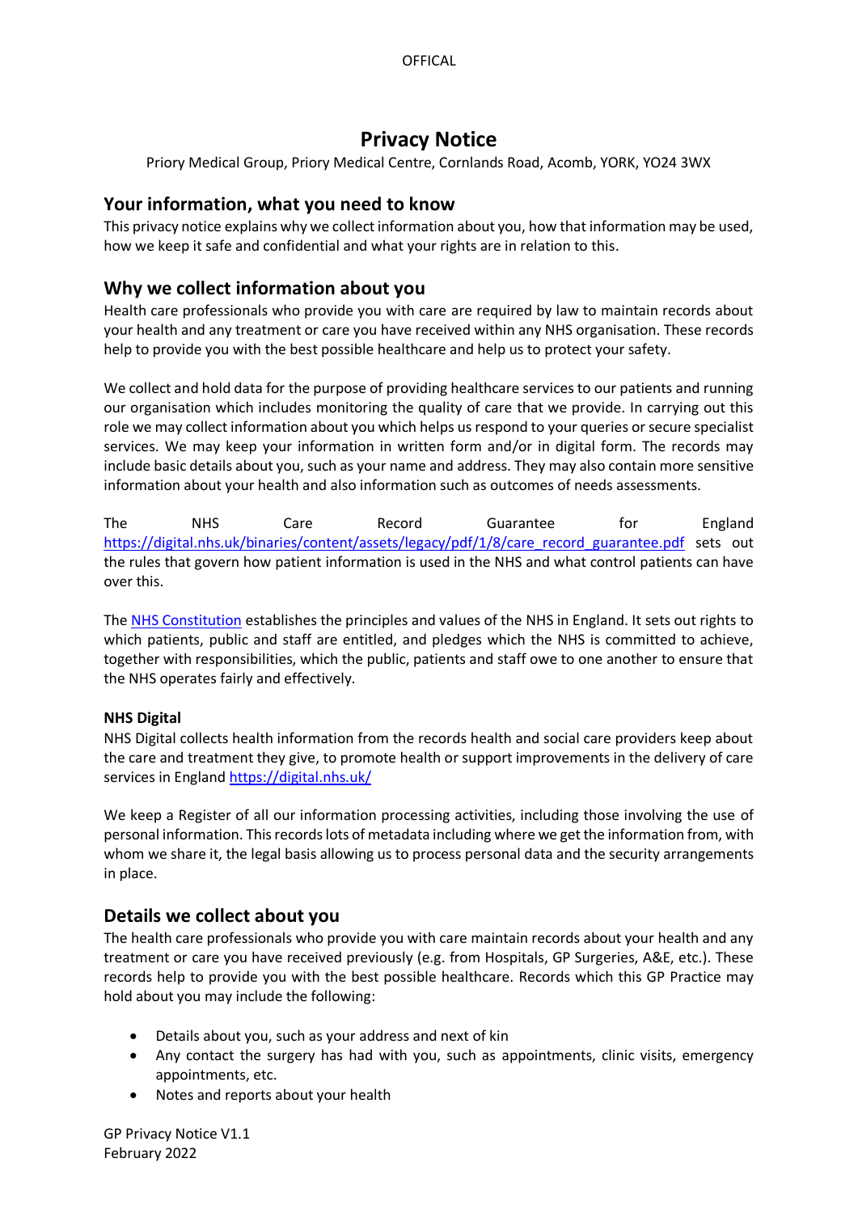# Privacy Notice

Priory Medical Group, Priory Medical Centre, Cornlands Road, Acomb, YORK, YO24 3WX

## Your information, what you need to know

This privacy notice explains why we collect information about you, how that information may be used, how we keep it safe and confidential and what your rights are in relation to this.

## Why we collect information about you

Health care professionals who provide you with care are required by law to maintain records about your health and any treatment or care you have received within any NHS organisation. These records help to provide you with the best possible healthcare and help us to protect your safety.

We collect and hold data for the purpose of providing healthcare services to our patients and running our organisation which includes monitoring the quality of care that we provide. In carrying out this role we may collect information about you which helps us respond to your queries or secure specialist services. We may keep your information in written form and/or in digital form. The records may include basic details about you, such as your name and address. They may also contain more sensitive information about your health and also information such as outcomes of needs assessments.

The NHS Care Record Guarantee for England https://digital.nhs.uk/binaries/content/assets/legacy/pdf/1/8/care_record_guarantee.pdf sets out the rules that govern how patient information is used in the NHS and what control patients can have over this.

The NHS Constitution establishes the principles and values of the NHS in England. It sets out rights to which patients, public and staff are entitled, and pledges which the NHS is committed to achieve, together with responsibilities, which the public, patients and staff owe to one another to ensure that the NHS operates fairly and effectively.

**NHS Digital**

NHS Digital collects health information from the records health and social care providers keep about the care and treatment they give, to promote health or support improvements in the delivery of care services in England https://digital.nhs.uk/

We keep a Register of all our information processing activities, including those involving the use of personal information. This records lots of metadata including where we get the information from, with whom we share it, the legal basis allowing us to process personal data and the security arrangements in place.

## Details we collect about you

The health care professionals who provide you with care maintain records about your health and any treatment or care you have received previously (e.g. from Hospitals, GP Surgeries, A&E, etc.). These records help to provide you with the best possible healthcare. Records which this GP Practice may hold about you may include the following:

- Details about you, such as your address and next of kin
- Any contact the surgery has had with you, such as appointments, clinic visits, emergency appointments, etc.
- Notes and reports about your health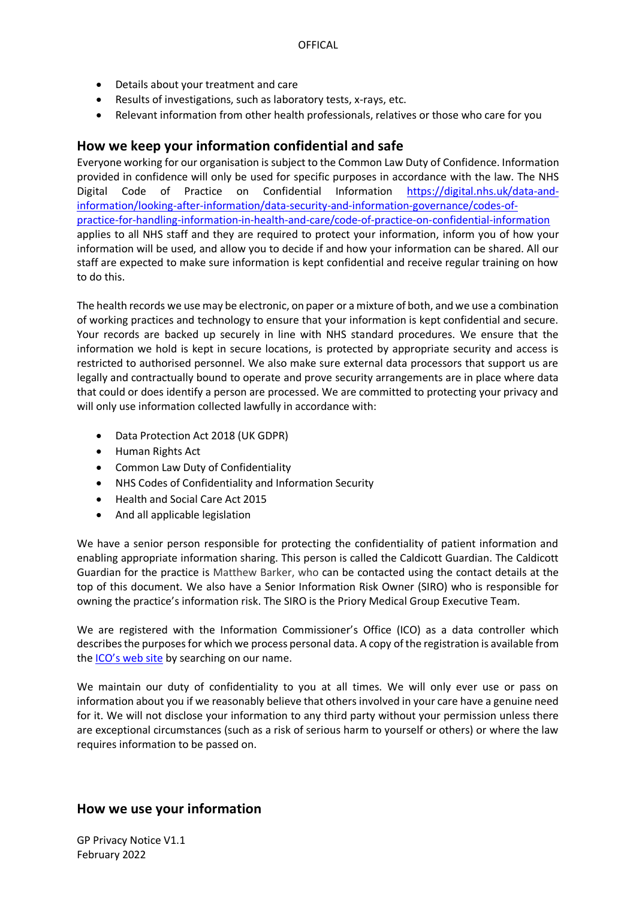- Details about your treatment and care
- Results of investigations, such as laboratory tests, x-rays, etc.
- Relevant information from other health professionals, relatives or those who care for you

## How we keep your information confidential and safe

Everyone working for our organisation is subject to the Common Law Duty of Confidence. Information provided in confidence will only be used for specific purposes in accordance with the law. The NHS Digital Code of Practice on Confidential Information [https://digital.nhs.uk/data-and-information/looking-after-information/data-security-and-information-governance/codes-of-practice-for-handling-information-in-health-and-care/code-of-practice-on-confidential-information](https://digital.nhs.uk/data-and-information/looking-after-information/data-security-and-information-governance/codes-of-practice-for-handling-information-in-health-and-care/code-of-practice-on-confidential-information) applies to all NHS staff and they are required to protect your information, inform you of how your information will be used, and allow you to decide if and how your information can be shared. All our staff are expected to make sure information is kept confidential and receive regular training on how to do this.

The health records we use may be electronic, on paper or a mixture of both, and we use a combination of working practices and technology to ensure that your information is kept confidential and secure. Your records are backed up securely in line with NHS standard procedures. We ensure that the information we hold is kept in secure locations, is protected by appropriate security and access is restricted to authorised personnel. We also make sure external data processors that support us are legally and contractually bound to operate and prove security arrangements are in place where data that could or does identify a person are processed. We are committed to protecting your privacy and will only use information collected lawfully in accordance with:

- Data Protection Act 2018 (UK GDPR)
- Human Rights Act
- Common Law Duty of Confidentiality
- NHS Codes of Confidentiality and Information Security
- Health and Social Care Act 2015
- And all applicable legislation

We have a senior person responsible for protecting the confidentiality of patient information and enabling appropriate information sharing. This person is called the Caldicott Guardian. The Caldicott Guardian for the practice is Matthew Barker, who can be contacted using the contact details at the top of this document. We also have a Senior Information Risk Owner (SIRO) who is responsible for owning the practice's information risk. The SIRO is the Priory Medical Group Executive Team.

We are registered with the Information Commissioner's Office (ICO) as a data controller which describes the purposes for which we process personal data. A copy of the registration is available from the ICO's web site by searching on our name.

We maintain our duty of confidentiality to you at all times. We will only ever use or pass on information about you if we reasonably believe that others involved in your care have a genuine need for it. We will not disclose your information to any third party without your permission unless there are exceptional circumstances (such as a risk of serious harm to yourself or others) or where the law requires information to be passed on.

## How we use your information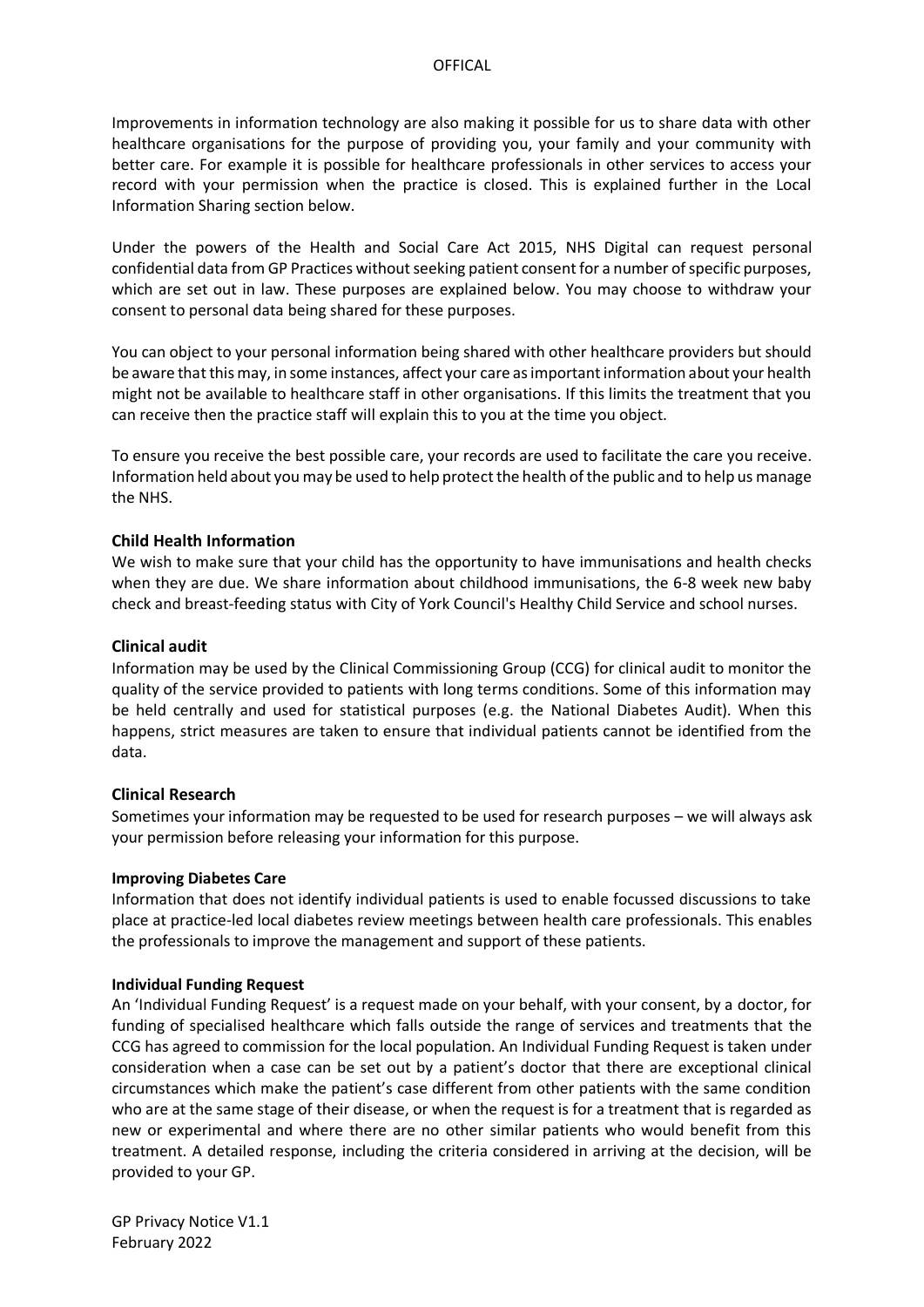Improvements in information technology are also making it possible for us to share data with other healthcare organisations for the purpose of providing you, your family and your community with better care. For example it is possible for healthcare professionals in other services to access your record with your permission when the practice is closed. This is explained further in the Local Information Sharing section below.

Under the powers of the Health and Social Care Act 2015, NHS Digital can request personal confidential data from GP Practices without seeking patient consent for a number of specific purposes, which are set out in law. These purposes are explained below. You may choose to withdraw your consent to personal data being shared for these purposes.

You can object to your personal information being shared with other healthcare providers but should be aware that this may, in some instances, affect your care as important information about your health might not be available to healthcare staff in other organisations. If this limits the treatment that you can receive then the practice staff will explain this to you at the time you object.

To ensure you receive the best possible care, your records are used to facilitate the care you receive. Information held about you may be used to help protect the health of the public and to help us manage the NHS.

**Child Health Information**

We wish to make sure that your child has the opportunity to have immunisations and health checks when they are due. We share information about childhood immunisations, the 6-8 week new baby check and breast-feeding status with City of York Council's Healthy Child Service and school nurses.

**Clinical audit**

Information may be used by the Clinical Commissioning Group (CCG) for clinical audit to monitor the quality of the service provided to patients with long terms conditions. Some of this information may be held centrally and used for statistical purposes (e.g. the National Diabetes Audit). When this happens, strict measures are taken to ensure that individual patients cannot be identified from the data.

**Clinical Research**

Sometimes your information may be requested to be used for research purposes – we will always ask your permission before releasing your information for this purpose.

**Improving Diabetes Care**

Information that does not identify individual patients is used to enable focussed discussions to take place at practice-led local diabetes review meetings between health care professionals. This enables the professionals to improve the management and support of these patients.

**Individual Funding Request**

An 'Individual Funding Request' is a request made on your behalf, with your consent, by a doctor, for funding of specialised healthcare which falls outside the range of services and treatments that the CCG has agreed to commission for the local population. An Individual Funding Request is taken under consideration when a case can be set out by a patient's doctor that there are exceptional clinical circumstances which make the patient's case different from other patients with the same condition who are at the same stage of their disease, or when the request is for a treatment that is regarded as new or experimental and where there are no other similar patients who would benefit from this treatment. A detailed response, including the criteria considered in arriving at the decision, will be provided to your GP.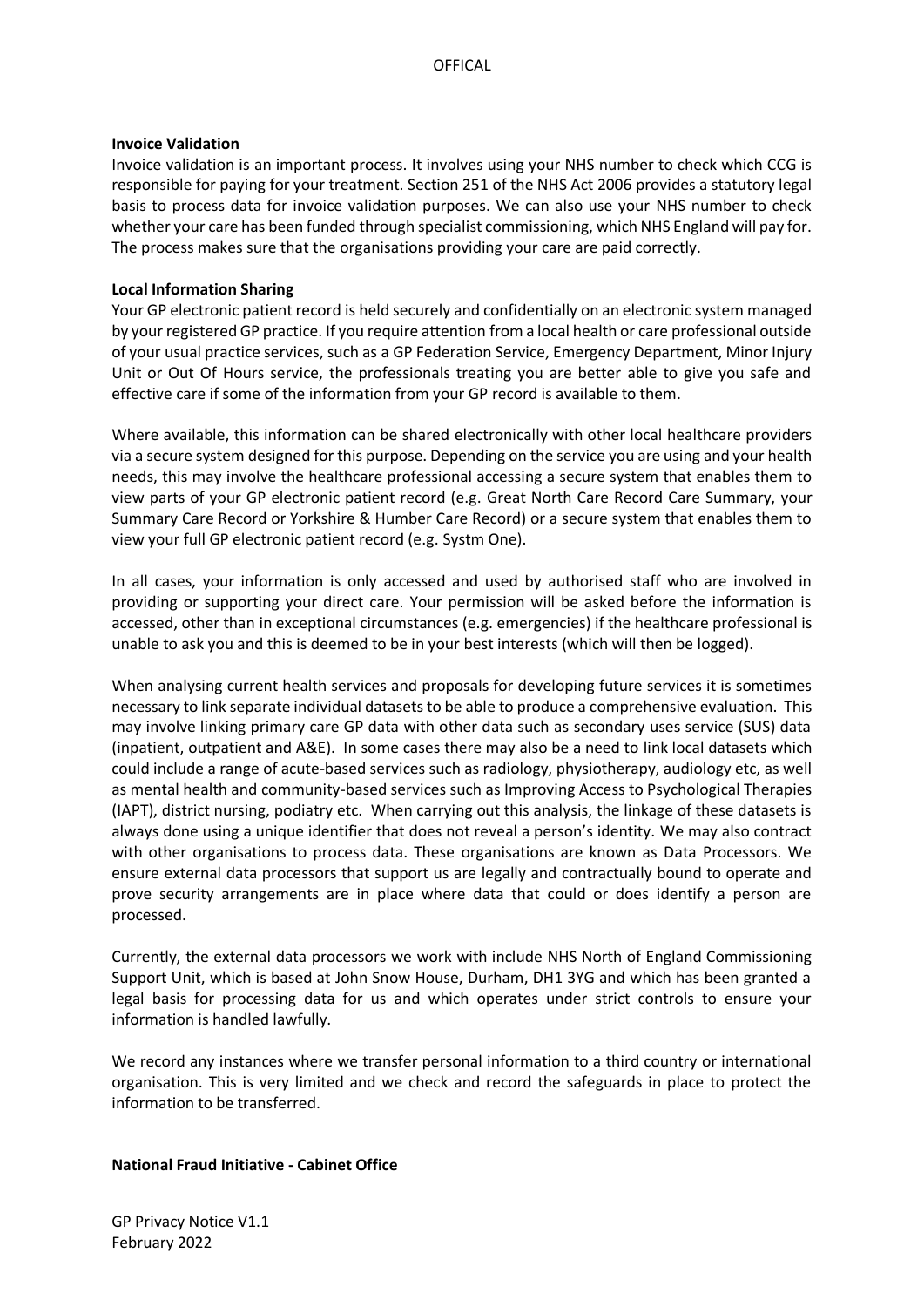**Invoice Validation**

Invoice validation is an important process. It involves using your NHS number to check which CCG is responsible for paying for your treatment. Section 251 of the NHS Act 2006 provides a statutory legal basis to process data for invoice validation purposes. We can also use your NHS number to check whether your care has been funded through specialist commissioning, which NHS England will pay for. The process makes sure that the organisations providing your care are paid correctly.

**Local Information Sharing**

Your GP electronic patient record is held securely and confidentially on an electronic system managed by your registered GP practice. If you require attention from a local health or care professional outside of your usual practice services, such as a GP Federation Service, Emergency Department, Minor Injury Unit or Out Of Hours service, the professionals treating you are better able to give you safe and effective care if some of the information from your GP record is available to them.

Where available, this information can be shared electronically with other local healthcare providers via a secure system designed for this purpose. Depending on the service you are using and your health needs, this may involve the healthcare professional accessing a secure system that enables them to view parts of your GP electronic patient record (e.g. Great North Care Record Care Summary, your Summary Care Record or Yorkshire & Humber Care Record) or a secure system that enables them to view your full GP electronic patient record (e.g. Systm One).

In all cases, your information is only accessed and used by authorised staff who are involved in providing or supporting your direct care. Your permission will be asked before the information is accessed, other than in exceptional circumstances (e.g. emergencies) if the healthcare professional is unable to ask you and this is deemed to be in your best interests (which will then be logged).

When analysing current health services and proposals for developing future services it is sometimes necessary to link separate individual datasets to be able to produce a comprehensive evaluation. This may involve linking primary care GP data with other data such as secondary uses service (SUS) data (inpatient, outpatient and A&E). In some cases there may also be a need to link local datasets which could include a range of acute-based services such as radiology, physiotherapy, audiology etc, as well as mental health and community-based services such as Improving Access to Psychological Therapies (IAPT), district nursing, podiatry etc. When carrying out this analysis, the linkage of these datasets is always done using a unique identifier that does not reveal a person's identity. We may also contract with other organisations to process data. These organisations are known as Data Processors. We ensure external data processors that support us are legally and contractually bound to operate and prove security arrangements are in place where data that could or does identify a person are processed.

Currently, the external data processors we work with include NHS North of England Commissioning Support Unit, which is based at John Snow House, Durham, DH1 3YG and which has been granted a legal basis for processing data for us and which operates under strict controls to ensure your information is handled lawfully.

We record any instances where we transfer personal information to a third country or international organisation. This is very limited and we check and record the safeguards in place to protect the information to be transferred.

**National Fraud Initiative - Cabinet Office**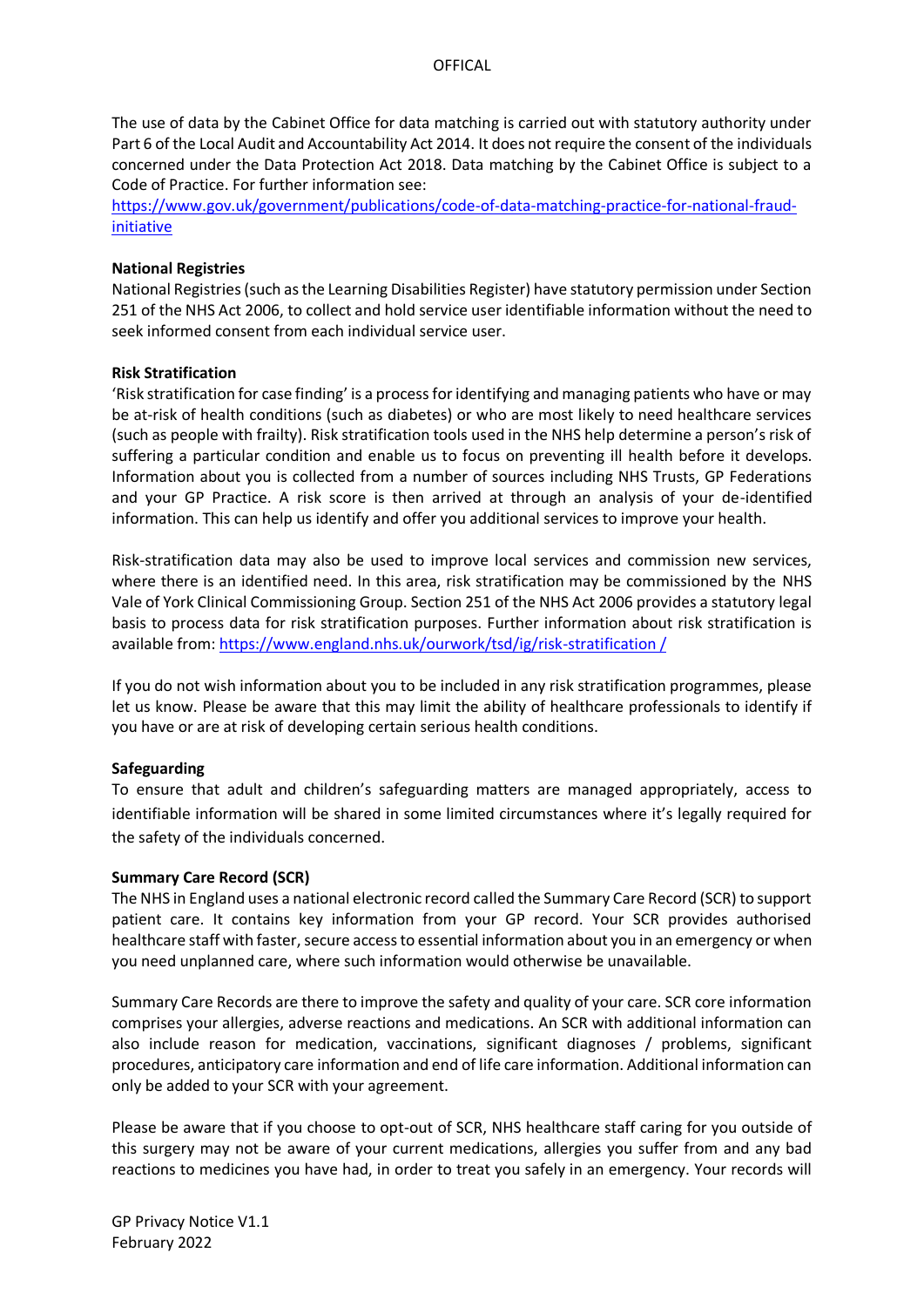The use of data by the Cabinet Office for data matching is carried out with statutory authority under Part 6 of the Local Audit and Accountability Act 2014. It does not require the consent of the individuals concerned under the Data Protection Act 2018. Data matching by the Cabinet Office is subject to a Code of Practice. For further information see: https://www.gov.uk/government/publications/code-of-data-matching-practice-for-national-fraud-initiative

**National Registries**
National Registries (such as the Learning Disabilities Register) have statutory permission under Section 251 of the NHS Act 2006, to collect and hold service user identifiable information without the need to seek informed consent from each individual service user.

**Risk Stratification**
'Risk stratification for case finding' is a process for identifying and managing patients who have or may be at-risk of health conditions (such as diabetes) or who are most likely to need healthcare services (such as people with frailty). Risk stratification tools used in the NHS help determine a person's risk of suffering a particular condition and enable us to focus on preventing ill health before it develops. Information about you is collected from a number of sources including NHS Trusts, GP Federations and your GP Practice. A risk score is then arrived at through an analysis of your de-identified information. This can help us identify and offer you additional services to improve your health.

Risk-stratification data may also be used to improve local services and commission new services, where there is an identified need. In this area, risk stratification may be commissioned by the NHS Vale of York Clinical Commissioning Group. Section 251 of the NHS Act 2006 provides a statutory legal basis to process data for risk stratification purposes. Further information about risk stratification is available from: https://www.england.nhs.uk/ourwork/tsd/ig/risk-stratification /

If you do not wish information about you to be included in any risk stratification programmes, please let us know. Please be aware that this may limit the ability of healthcare professionals to identify if you have or are at risk of developing certain serious health conditions.

**Safeguarding**
To ensure that adult and children's safeguarding matters are managed appropriately, access to identifiable information will be shared in some limited circumstances where it's legally required for the safety of the individuals concerned.

**Summary Care Record (SCR)**
The NHS in England uses a national electronic record called the Summary Care Record (SCR) to support patient care. It contains key information from your GP record. Your SCR provides authorised healthcare staff with faster, secure access to essential information about you in an emergency or when you need unplanned care, where such information would otherwise be unavailable.

Summary Care Records are there to improve the safety and quality of your care. SCR core information comprises your allergies, adverse reactions and medications. An SCR with additional information can also include reason for medication, vaccinations, significant diagnoses / problems, significant procedures, anticipatory care information and end of life care information. Additional information can only be added to your SCR with your agreement.

Please be aware that if you choose to opt-out of SCR, NHS healthcare staff caring for you outside of this surgery may not be aware of your current medications, allergies you suffer from and any bad reactions to medicines you have had, in order to treat you safely in an emergency. Your records will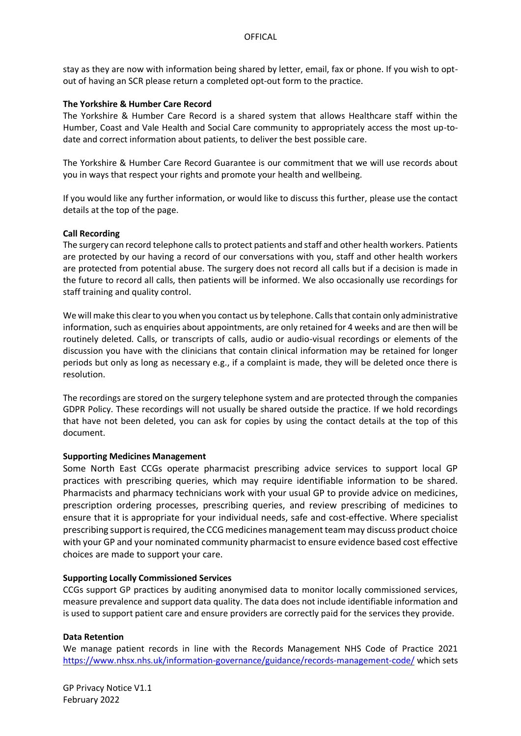stay as they are now with information being shared by letter, email, fax or phone. If you wish to opt-out of having an SCR please return a completed opt-out form to the practice.

**The Yorkshire & Humber Care Record**

The Yorkshire & Humber Care Record is a shared system that allows Healthcare staff within the Humber, Coast and Vale Health and Social Care community to appropriately access the most up-to-date and correct information about patients, to deliver the best possible care.

The Yorkshire & Humber Care Record Guarantee is our commitment that we will use records about you in ways that respect your rights and promote your health and wellbeing.

If you would like any further information, or would like to discuss this further, please use the contact details at the top of the page.

**Call Recording**

The surgery can record telephone calls to protect patients and staff and other health workers. Patients are protected by our having a record of our conversations with you, staff and other health workers are protected from potential abuse. The surgery does not record all calls but if a decision is made in the future to record all calls, then patients will be informed. We also occasionally use recordings for staff training and quality control.

We will make this clear to you when you contact us by telephone. Calls that contain only administrative information, such as enquiries about appointments, are only retained for 4 weeks and are then will be routinely deleted. Calls, or transcripts of calls, audio or audio-visual recordings or elements of the discussion you have with the clinicians that contain clinical information may be retained for longer periods but only as long as necessary e.g., if a complaint is made, they will be deleted once there is resolution.

The recordings are stored on the surgery telephone system and are protected through the companies GDPR Policy. These recordings will not usually be shared outside the practice. If we hold recordings that have not been deleted, you can ask for copies by using the contact details at the top of this document.

**Supporting Medicines Management**

Some North East CCGs operate pharmacist prescribing advice services to support local GP practices with prescribing queries, which may require identifiable information to be shared. Pharmacists and pharmacy technicians work with your usual GP to provide advice on medicines, prescription ordering processes, prescribing queries, and review prescribing of medicines to ensure that it is appropriate for your individual needs, safe and cost-effective. Where specialist prescribing support is required, the CCG medicines management team may discuss product choice with your GP and your nominated community pharmacist to ensure evidence based cost effective choices are made to support your care.

**Supporting Locally Commissioned Services**

CCGs support GP practices by auditing anonymised data to monitor locally commissioned services, measure prevalence and support data quality. The data does not include identifiable information and is used to support patient care and ensure providers are correctly paid for the services they provide.

**Data Retention**

We manage patient records in line with the Records Management NHS Code of Practice 2021 https://www.nhsx.nhs.uk/information-governance/guidance/records-management-code/ which sets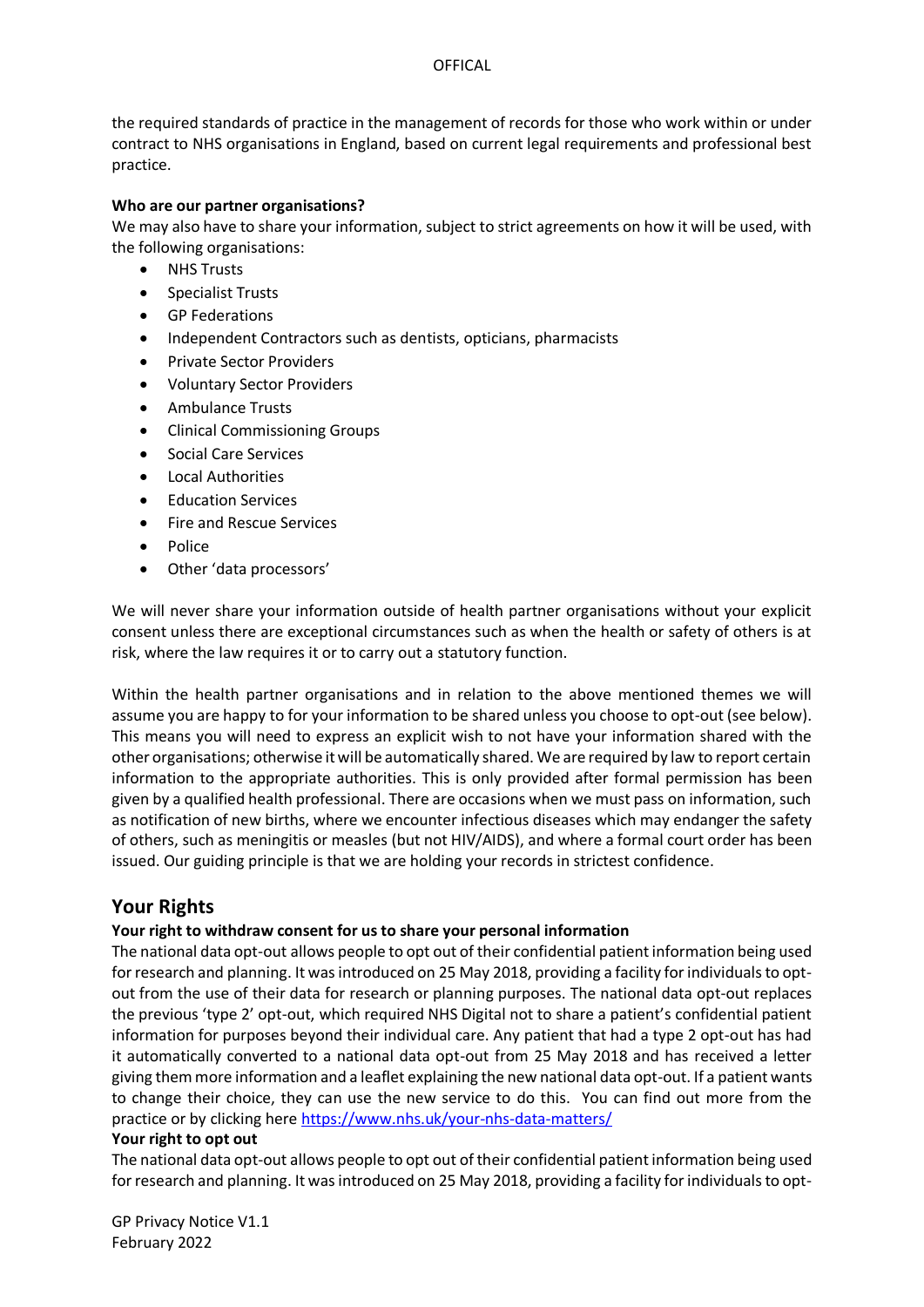the required standards of practice in the management of records for those who work within or under contract to NHS organisations in England, based on current legal requirements and professional best practice.

**Who are our partner organisations?**

We may also have to share your information, subject to strict agreements on how it will be used, with the following organisations:

- NHS Trusts
- Specialist Trusts
- GP Federations
- Independent Contractors such as dentists, opticians, pharmacists
- Private Sector Providers
- Voluntary Sector Providers
- Ambulance Trusts
- Clinical Commissioning Groups
- Social Care Services
- Local Authorities
- Education Services
- Fire and Rescue Services
- Police
- Other 'data processors'

We will never share your information outside of health partner organisations without your explicit consent unless there are exceptional circumstances such as when the health or safety of others is at risk, where the law requires it or to carry out a statutory function.

Within the health partner organisations and in relation to the above mentioned themes we will assume you are happy to for your information to be shared unless you choose to opt-out (see below). This means you will need to express an explicit wish to not have your information shared with the other organisations; otherwise it will be automatically shared. We are required by law to report certain information to the appropriate authorities. This is only provided after formal permission has been given by a qualified health professional. There are occasions when we must pass on information, such as notification of new births, where we encounter infectious diseases which may endanger the safety of others, such as meningitis or measles (but not HIV/AIDS), and where a formal court order has been issued. Our guiding principle is that we are holding your records in strictest confidence.

## Your Rights

**Your right to withdraw consent for us to share your personal information**

The national data opt-out allows people to opt out of their confidential patient information being used for research and planning. It was introduced on 25 May 2018, providing a facility for individuals to opt-out from the use of their data for research or planning purposes. The national data opt-out replaces the previous 'type 2' opt-out, which required NHS Digital not to share a patient's confidential patient information for purposes beyond their individual care. Any patient that had a type 2 opt-out has had it automatically converted to a national data opt-out from 25 May 2018 and has received a letter giving them more information and a leaflet explaining the new national data opt-out. If a patient wants to change their choice, they can use the new service to do this. You can find out more from the practice or by clicking here https://www.nhs.uk/your-nhs-data-matters/

**Your right to opt out**

The national data opt-out allows people to opt out of their confidential patient information being used for research and planning. It was introduced on 25 May 2018, providing a facility for individuals to opt-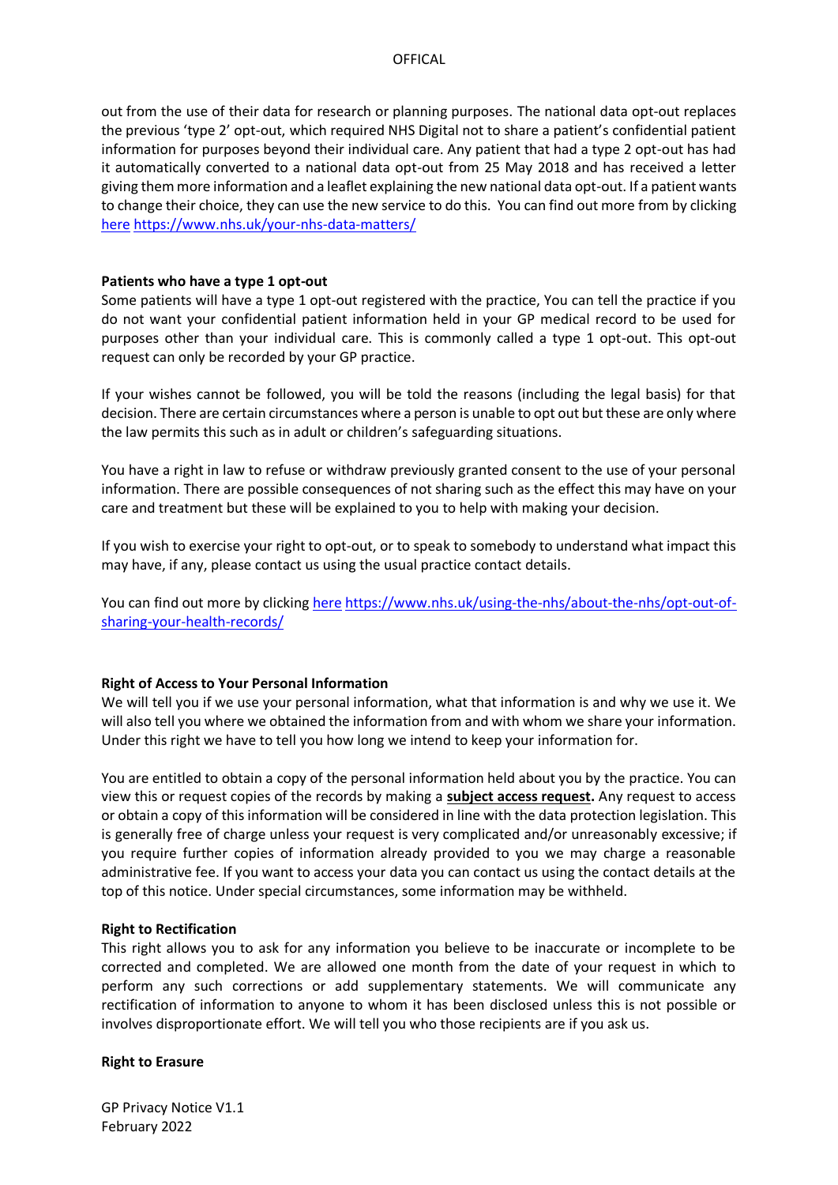out from the use of their data for research or planning purposes. The national data opt-out replaces the previous 'type 2' opt-out, which required NHS Digital not to share a patient's confidential patient information for purposes beyond their individual care. Any patient that had a type 2 opt-out has had it automatically converted to a national data opt-out from 25 May 2018 and has received a letter giving them more information and a leaflet explaining the new national data opt-out. If a patient wants to change their choice, they can use the new service to do this. You can find out more from by clicking here https://www.nhs.uk/your-nhs-data-matters/

**Patients who have a type 1 opt-out**

Some patients will have a type 1 opt-out registered with the practice, You can tell the practice if you do not want your confidential patient information held in your GP medical record to be used for purposes other than your individual care. This is commonly called a type 1 opt-out. This opt-out request can only be recorded by your GP practice.

If your wishes cannot be followed, you will be told the reasons (including the legal basis) for that decision. There are certain circumstances where a person is unable to opt out but these are only where the law permits this such as in adult or children's safeguarding situations.

You have a right in law to refuse or withdraw previously granted consent to the use of your personal information. There are possible consequences of not sharing such as the effect this may have on your care and treatment but these will be explained to you to help with making your decision.

If you wish to exercise your right to opt-out, or to speak to somebody to understand what impact this may have, if any, please contact us using the usual practice contact details.

You can find out more by clicking here https://www.nhs.uk/using-the-nhs/about-the-nhs/opt-out-of-sharing-your-health-records/

**Right of Access to Your Personal Information**

We will tell you if we use your personal information, what that information is and why we use it. We will also tell you where we obtained the information from and with whom we share your information. Under this right we have to tell you how long we intend to keep your information for.

You are entitled to obtain a copy of the personal information held about you by the practice. You can view this or request copies of the records by making a **subject access request.** Any request to access or obtain a copy of this information will be considered in line with the data protection legislation. This is generally free of charge unless your request is very complicated and/or unreasonably excessive; if you require further copies of information already provided to you we may charge a reasonable administrative fee. If you want to access your data you can contact us using the contact details at the top of this notice. Under special circumstances, some information may be withheld.

**Right to Rectification**

This right allows you to ask for any information you believe to be inaccurate or incomplete to be corrected and completed. We are allowed one month from the date of your request in which to perform any such corrections or add supplementary statements. We will communicate any rectification of information to anyone to whom it has been disclosed unless this is not possible or involves disproportionate effort. We will tell you who those recipients are if you ask us.

**Right to Erasure**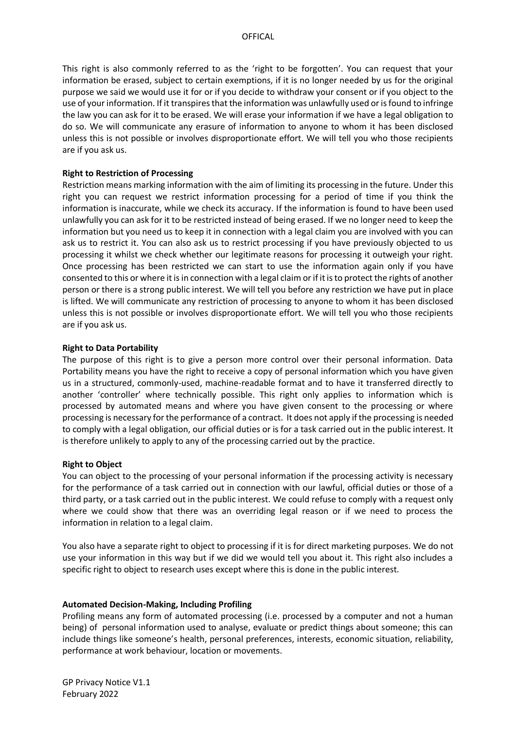This right is also commonly referred to as the 'right to be forgotten'. You can request that your information be erased, subject to certain exemptions, if it is no longer needed by us for the original purpose we said we would use it for or if you decide to withdraw your consent or if you object to the use of your information. If it transpires that the information was unlawfully used or is found to infringe the law you can ask for it to be erased. We will erase your information if we have a legal obligation to do so. We will communicate any erasure of information to anyone to whom it has been disclosed unless this is not possible or involves disproportionate effort. We will tell you who those recipients are if you ask us.

**Right to Restriction of Processing**

Restriction means marking information with the aim of limiting its processing in the future. Under this right you can request we restrict information processing for a period of time if you think the information is inaccurate, while we check its accuracy. If the information is found to have been used unlawfully you can ask for it to be restricted instead of being erased. If we no longer need to keep the information but you need us to keep it in connection with a legal claim you are involved with you can ask us to restrict it. You can also ask us to restrict processing if you have previously objected to us processing it whilst we check whether our legitimate reasons for processing it outweigh your right. Once processing has been restricted we can start to use the information again only if you have consented to this or where it is in connection with a legal claim or if it is to protect the rights of another person or there is a strong public interest. We will tell you before any restriction we have put in place is lifted. We will communicate any restriction of processing to anyone to whom it has been disclosed unless this is not possible or involves disproportionate effort. We will tell you who those recipients are if you ask us.

**Right to Data Portability**

The purpose of this right is to give a person more control over their personal information. Data Portability means you have the right to receive a copy of personal information which you have given us in a structured, commonly-used, machine-readable format and to have it transferred directly to another 'controller' where technically possible. This right only applies to information which is processed by automated means and where you have given consent to the processing or where processing is necessary for the performance of a contract. It does not apply if the processing is needed to comply with a legal obligation, our official duties or is for a task carried out in the public interest. It is therefore unlikely to apply to any of the processing carried out by the practice.

**Right to Object**

You can object to the processing of your personal information if the processing activity is necessary for the performance of a task carried out in connection with our lawful, official duties or those of a third party, or a task carried out in the public interest. We could refuse to comply with a request only where we could show that there was an overriding legal reason or if we need to process the information in relation to a legal claim.

You also have a separate right to object to processing if it is for direct marketing purposes. We do not use your information in this way but if we did we would tell you about it. This right also includes a specific right to object to research uses except where this is done in the public interest.

**Automated Decision-Making, Including Profiling**

Profiling means any form of automated processing (i.e. processed by a computer and not a human being) of personal information used to analyse, evaluate or predict things about someone; this can include things like someone's health, personal preferences, interests, economic situation, reliability, performance at work behaviour, location or movements.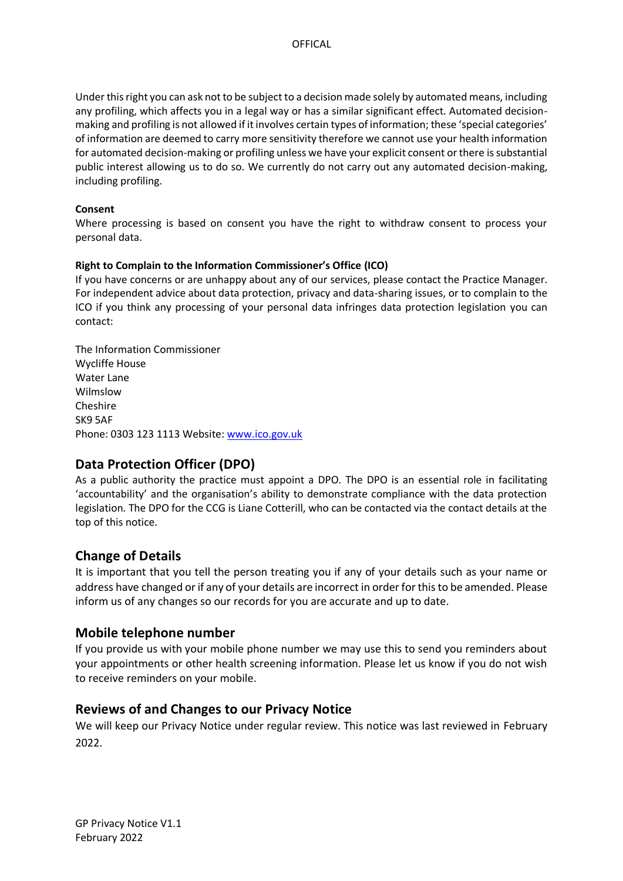Under this right you can ask not to be subject to a decision made solely by automated means, including any profiling, which affects you in a legal way or has a similar significant effect. Automated decision-making and profiling is not allowed if it involves certain types of information; these 'special categories' of information are deemed to carry more sensitivity therefore we cannot use your health information for automated decision-making or profiling unless we have your explicit consent or there is substantial public interest allowing us to do so. We currently do not carry out any automated decision-making, including profiling.

**Consent**

Where processing is based on consent you have the right to withdraw consent to process your personal data.

**Right to Complain to the Information Commissioner's Office (ICO)**

If you have concerns or are unhappy about any of our services, please contact the Practice Manager. For independent advice about data protection, privacy and data-sharing issues, or to complain to the ICO if you think any processing of your personal data infringes data protection legislation you can contact:

The Information Commissioner
Wycliffe House
Water Lane
Wilmslow
Cheshire
SK9 5AF
Phone: 0303 123 1113 Website: www.ico.gov.uk

## Data Protection Officer (DPO)

As a public authority the practice must appoint a DPO. The DPO is an essential role in facilitating 'accountability' and the organisation's ability to demonstrate compliance with the data protection legislation. The DPO for the CCG is Liane Cotterill, who can be contacted via the contact details at the top of this notice.

## Change of Details

It is important that you tell the person treating you if any of your details such as your name or address have changed or if any of your details are incorrect in order for this to be amended. Please inform us of any changes so our records for you are accurate and up to date.

## Mobile telephone number

If you provide us with your mobile phone number we may use this to send you reminders about your appointments or other health screening information. Please let us know if you do not wish to receive reminders on your mobile.

## Reviews of and Changes to our Privacy Notice

We will keep our Privacy Notice under regular review. This notice was last reviewed in February 2022.